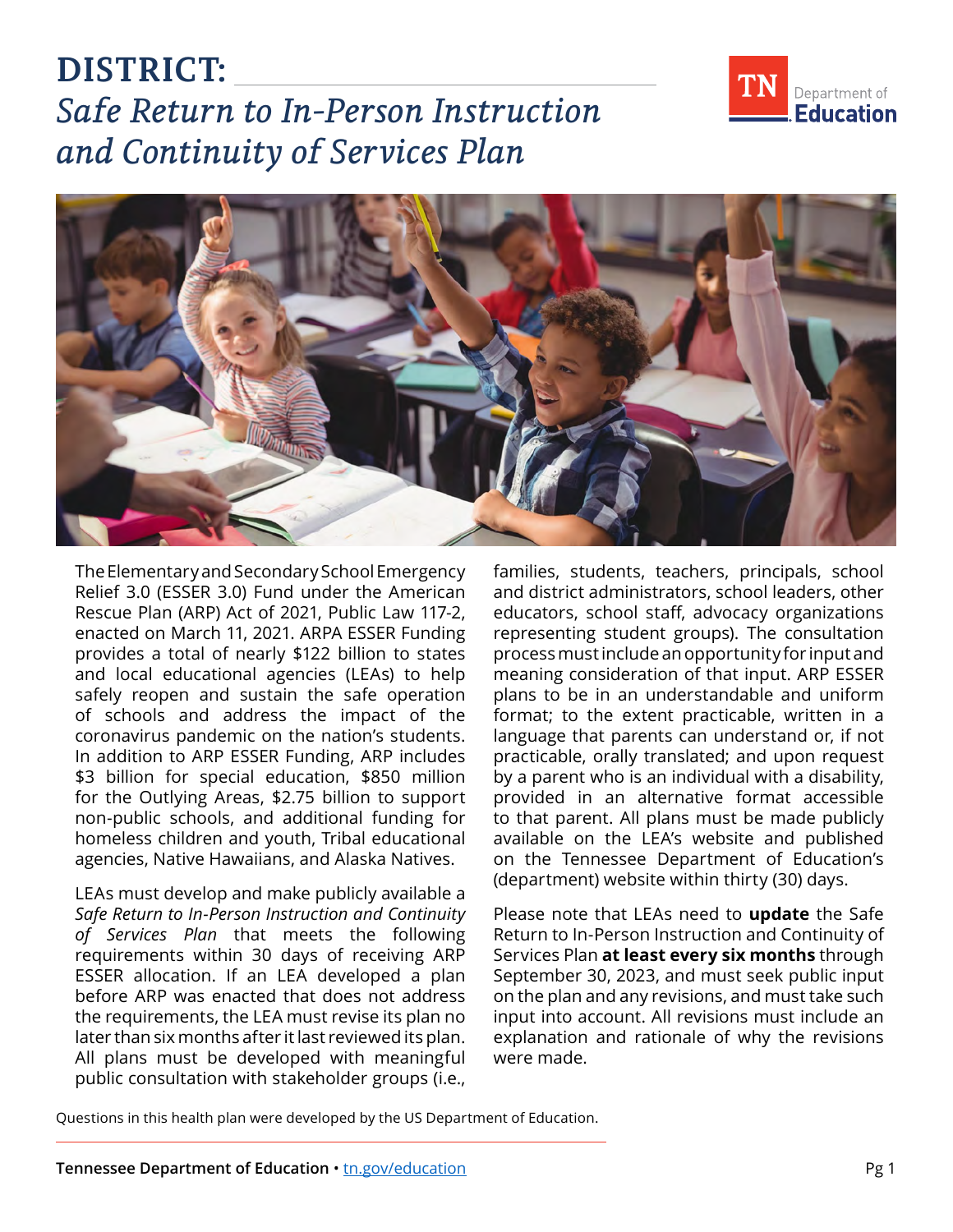# DISTRICT: ______________________

## *Safe Return to In-Person Instruction and Continuity of Services Plan*

TN Department of Education

The Elementary and Secondary School Emergency Relief 3.0 (ESSER 3.0) Fund under the American Rescue Plan (ARP) Act of 2021, Public Law 117-2, enacted on March 11, 2021. ARPA ESSER Funding provides a total of nearly $122 billion to states and local educational agencies (LEAs) to help safely reopen and sustain the safe operation of schools and address the impact of the coronavirus pandemic on the nation's students. In addition to ARP ESSER Funding, ARP includes $3 billion for special education, $850 million for the Outlying Areas, $2.75 billion to support non-public schools, and additional funding for homeless children and youth, Tribal educational agencies, Native Hawaiians, and Alaska Natives.

LEAs must develop and make publicly available a *Safe Return to In-Person Instruction and Continuity of Services Plan* that meets the following requirements within 30 days of receiving ARP ESSER allocation. If an LEA developed a plan before ARP was enacted that does not address the requirements, the LEA must revise its plan no later than six months after it last reviewed its plan. All plans must be developed with meaningful public consultation with stakeholder groups (i.e., families, students, teachers, principals, school and district administrators, school leaders, other educators, school staff, advocacy organizations representing student groups). The consultation process must include an opportunity for input and meaning consideration of that input. ARP ESSER plans to be in an understandable and uniform format; to the extent practicable, written in a language that parents can understand or, if not practicable, orally translated; and upon request by a parent who is an individual with a disability, provided in an alternative format accessible to that parent. All plans must be made publicly available on the LEA's website and published on the Tennessee Department of Education's (department) website within thirty (30) days.

Please note that LEAs need to **update** the Safe Return to In-Person Instruction and Continuity of Services Plan **at least every six months** through September 30, 2023, and must seek public input on the plan and any revisions, and must take such input into account. All revisions must include an explanation and rationale of why the revisions were made.

Questions in this health plan were developed by the US Department of Education.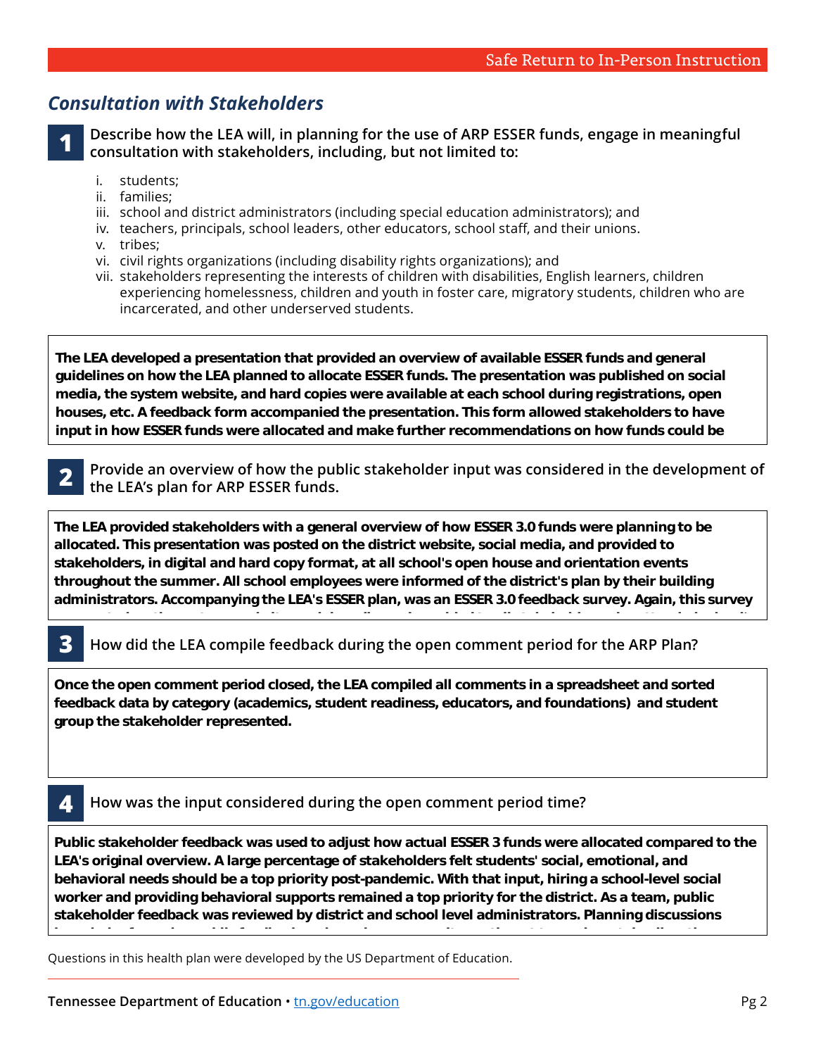## *Consultation with Stakeholders*

**1** **Describe how the LEA will, in planning for the use of ARP ESSER funds, engage in meaningful consultation with stakeholders, including, but not limited to:**

i. students;
ii. families;
iii. school and district administrators (including special education administrators); and
iv. teachers, principals, school leaders, other educators, school staff, and their unions.
v. tribes;
vi. civil rights organizations (including disability rights organizations); and
vii. stakeholders representing the interests of children with disabilities, English learners, children experiencing homelessness, children and youth in foster care, migratory students, children who are incarcerated, and other underserved students.

**The LEA developed a presentation that provided an overview of available ESSER funds and general guidelines on how the LEA planned to allocate ESSER funds. The presentation was published on social media, the system website, and hard copies were available at each school during registrations, open houses, etc. A feedback form accompanied the presentation. This form allowed stakeholders to have input in how ESSER funds were allocated and make further recommendations on how funds could be**

**2** **Provide an overview of how the public stakeholder input was considered in the development of the LEA's plan for ARP ESSER funds.**

**The LEA provided stakeholders with a general overview of how ESSER 3.0 funds were planning to be allocated. This presentation was posted on the district website, social media, and provided to stakeholders, in digital and hard copy format, at all school's open house and orientation events throughout the summer. All school employees were informed of the district's plan by their building administrators. Accompanying the LEA's ESSER plan, was an ESSER 3.0 feedback survey. Again, this survey**

**3** How did the LEA compile feedback during the open comment period for the ARP Plan?

**Once the open comment period closed, the LEA compiled all comments in a spreadsheet and sorted feedback data by category (academics, student readiness, educators, and foundations) and student group the stakeholder represented.**

**4** How was the input considered during the open comment period time?

**Public stakeholder feedback was used to adjust how actual ESSER 3 funds were allocated compared to the LEA's original overview. A large percentage of stakeholders felt students' social, emotional, and behavioral needs should be a top priority post-pandemic. With that input, hiring a school-level social worker and providing behavioral supports remained a top priority for the district. As a team, public stakeholder feedback was reviewed by district and school level administrators. Planning discussions**

Questions in this health plan were developed by the US Department of Education.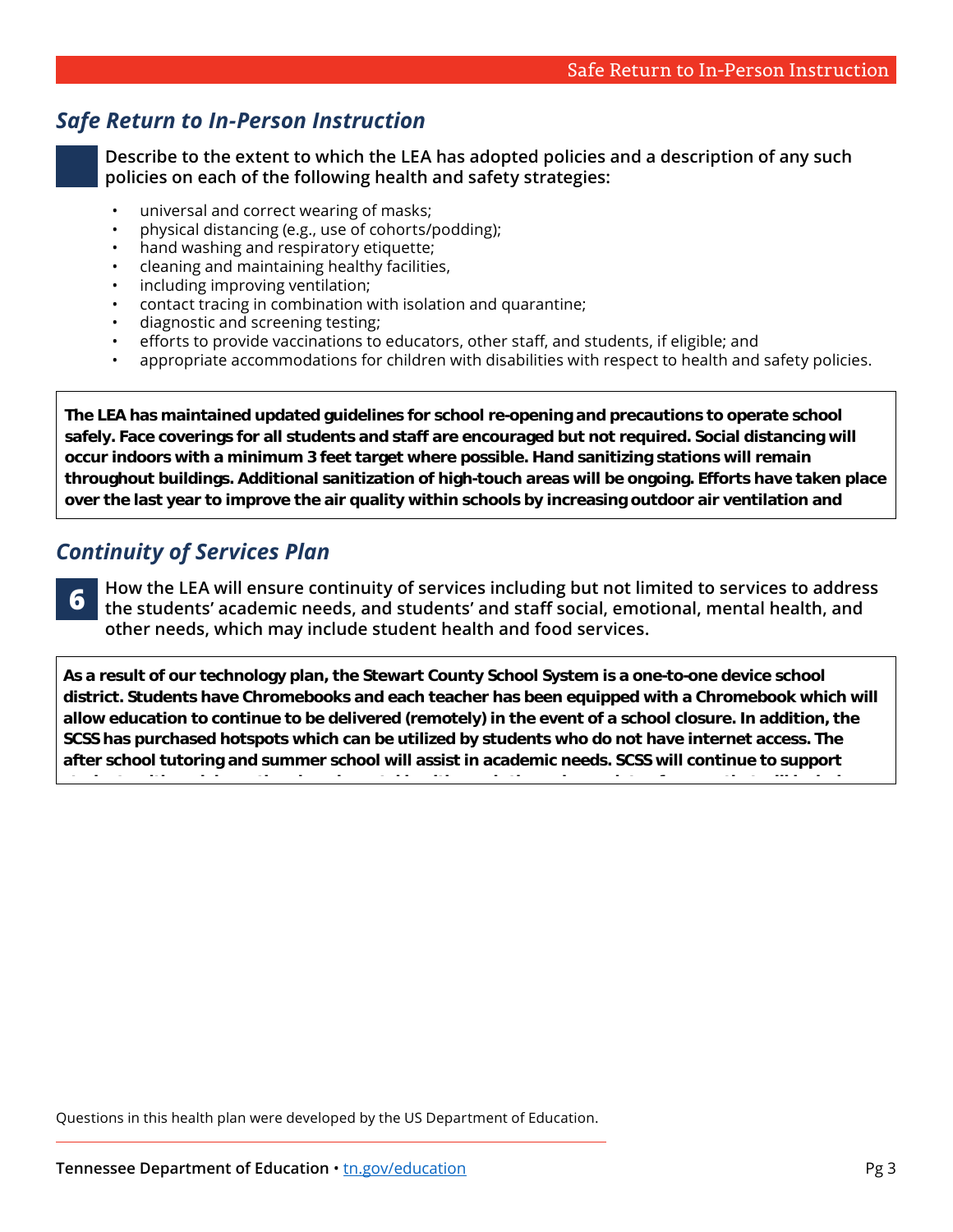## *Safe Return to In-Person Instruction*

**Describe to the extent to which the LEA has adopted policies and a description of any such policies on each of the following health and safety strategies:**

- universal and correct wearing of masks;
- physical distancing (e.g., use of cohorts/podding);
- hand washing and respiratory etiquette;
- cleaning and maintaining healthy facilities,
- including improving ventilation;
- contact tracing in combination with isolation and quarantine;
- diagnostic and screening testing;
- efforts to provide vaccinations to educators, other staff, and students, if eligible; and
- appropriate accommodations for children with disabilities with respect to health and safety policies.

**The LEA has maintained updated guidelines for school re-opening and precautions to operate school safely. Face coverings for all students and staff are encouraged but not required. Social distancing will occur indoors with a minimum 3 feet target where possible. Hand sanitizing stations will remain throughout buildings. Additional sanitization of high-touch areas will be ongoing. Efforts have taken place over the last year to improve the air quality within schools by increasing outdoor air ventilation and**

## *Continuity of Services Plan*

**6** **How the LEA will ensure continuity of services including but not limited to services to address the students' academic needs, and students' and staff social, emotional, mental health, and other needs, which may include student health and food services.**

**As a result of our technology plan, the Stewart County School System is a one-to-one device school district. Students have Chromebooks and each teacher has been equipped with a Chromebook which will allow education to continue to be delivered (remotely) in the event of a school closure. In addition, the SCSS has purchased hotspots which can be utilized by students who do not have internet access. The after school tutoring and summer school will assist in academic needs. SCSS will continue to support**

Questions in this health plan were developed by the US Department of Education.